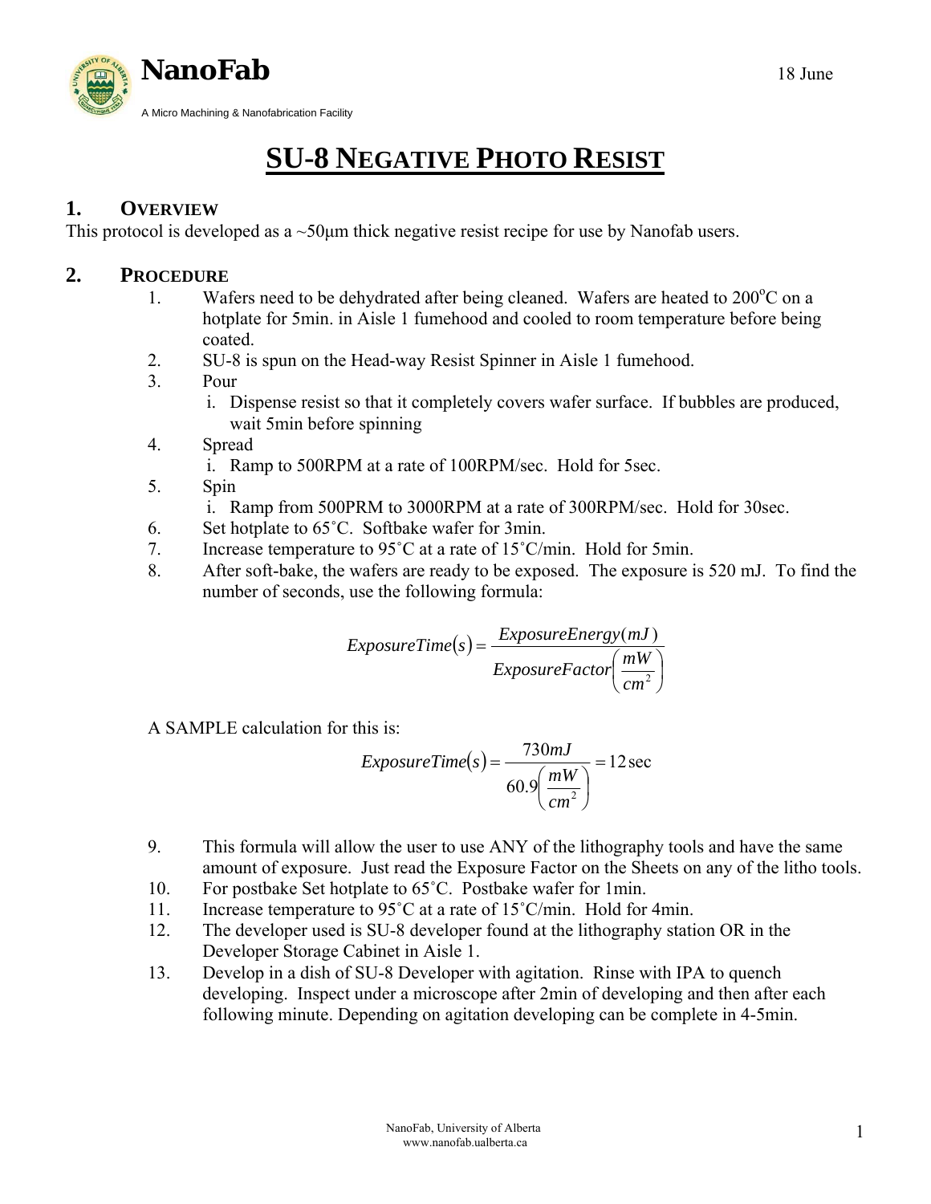# SU-8 NEGATIVE PHOTO RESIST

## 1. OVERVIEW

This protocol is developed as a ~50µm thick negative resist recipe for use by Nanofab users.

## 2. PROCEDURE

1. Wafers need to be dehydrated after being cleaned. Wafers are heated to 200°C on a hotplate for 5min. in Aisle 1 fumehood and cooled to room temperature before being coated.
2. SU-8 is spun on the Head-way Resist Spinner in Aisle 1 fumehood.
3. Pour
   i. Dispense resist so that it completely covers wafer surface. If bubbles are produced, wait 5min before spinning
4. Spread
   i. Ramp to 500RPM at a rate of 100RPM/sec. Hold for 5sec.
5. Spin
   i. Ramp from 500PRM to 3000RPM at a rate of 300RPM/sec. Hold for 30sec.
6. Set hotplate to 65˚C. Softbake wafer for 3min.
7. Increase temperature to 95˚C at a rate of 15˚C/min. Hold for 5min.
8. After soft-bake, the wafers are ready to be exposed. The exposure is 520 mJ. To find the number of seconds, use the following formula:

$$ExposureTime(s) = \frac{ExposureEnergy(mJ)}{ExposureFactor\left(\frac{mW}{cm^2}\right)}$$

A SAMPLE calculation for this is:

$$ExposureTime(s) = \frac{730mJ}{60.9\left(\frac{mW}{cm^2}\right)} = 12\,\text{sec}$$

9. This formula will allow the user to use ANY of the lithography tools and have the same amount of exposure. Just read the Exposure Factor on the Sheets on any of the litho tools.
10. For postbake Set hotplate to 65˚C. Postbake wafer for 1min.
11. Increase temperature to 95˚C at a rate of 15˚C/min. Hold for 4min.
12. The developer used is SU-8 developer found at the lithography station OR in the Developer Storage Cabinet in Aisle 1.
13. Develop in a dish of SU-8 Developer with agitation. Rinse with IPA to quench developing. Inspect under a microscope after 2min of developing and then after each following minute. Depending on agitation developing can be complete in 4-5min.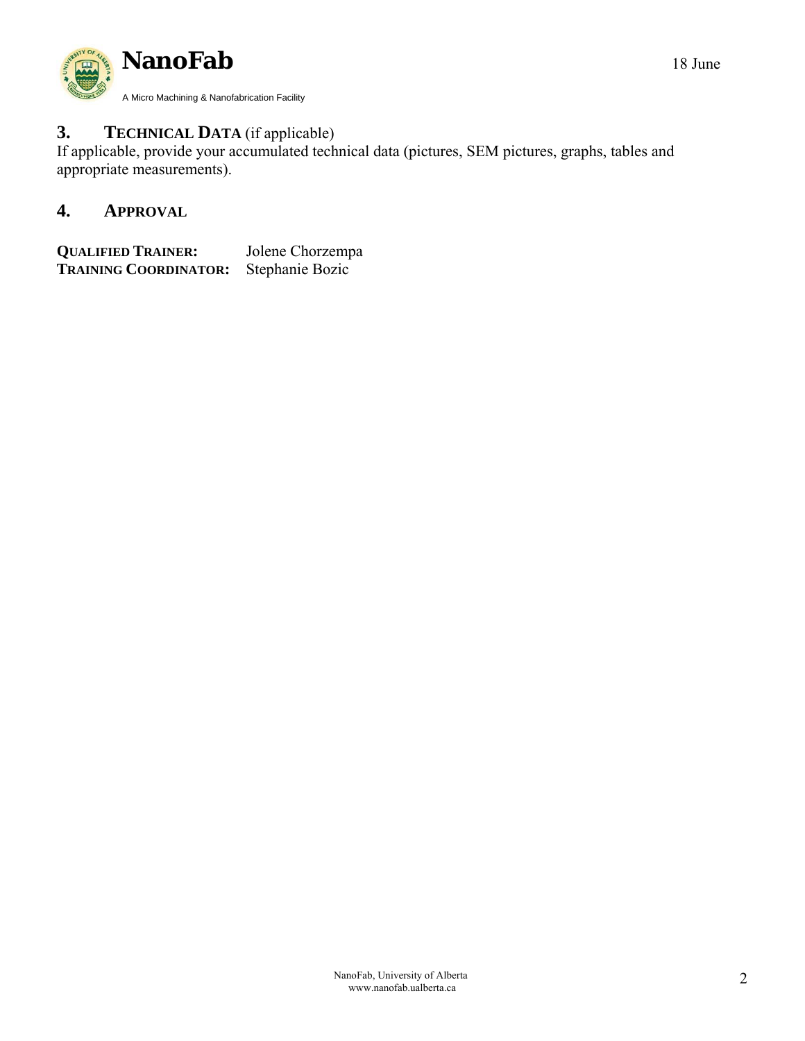## 3. TECHNICAL DATA (if applicable)

If applicable, provide your accumulated technical data (pictures, SEM pictures, graphs, tables and appropriate measurements).

## 4. APPROVAL

**QUALIFIED TRAINER:** Jolene Chorzempa
**TRAINING COORDINATOR:** Stephanie Bozic